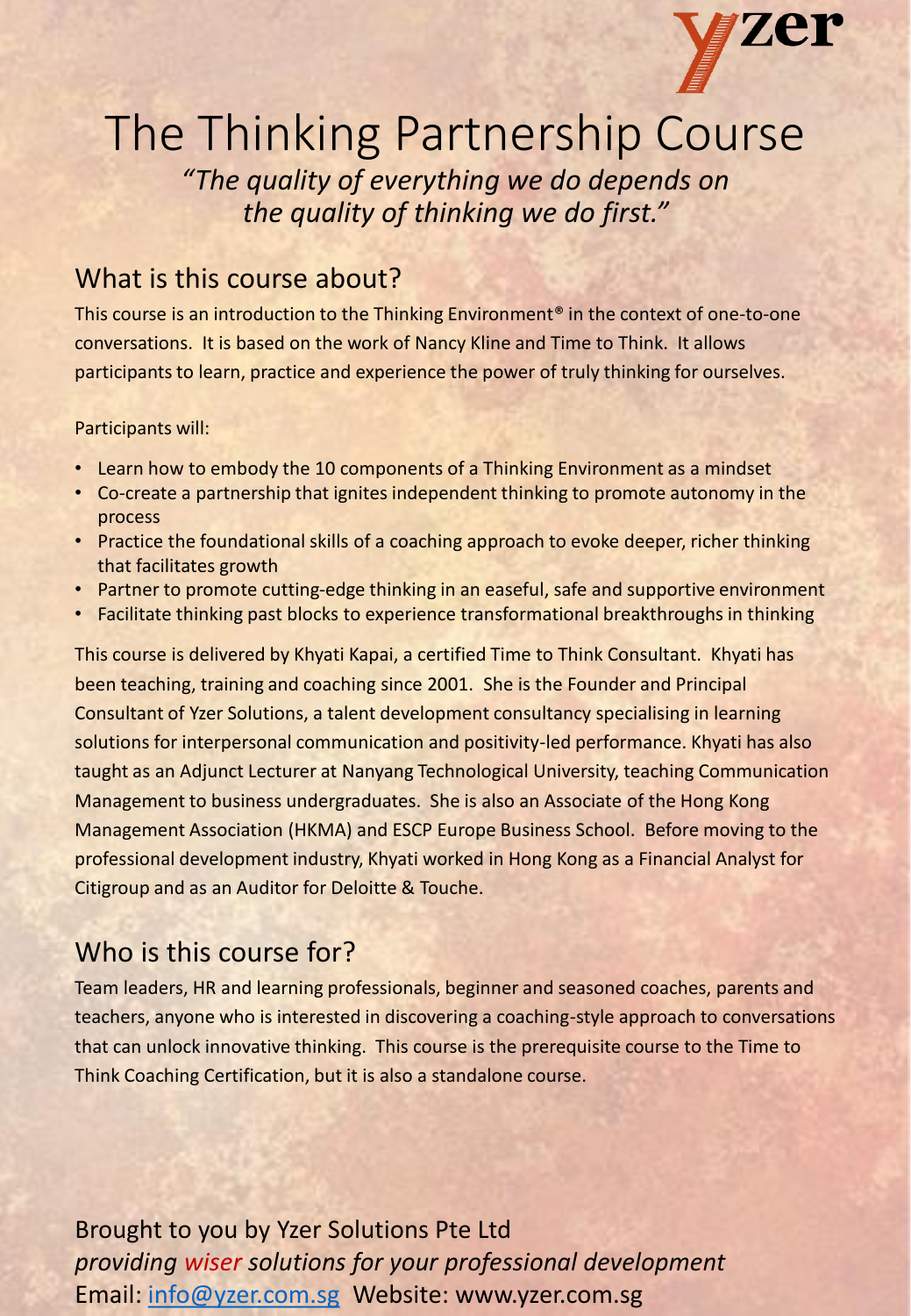# The Thinking Partnership Course

*"The quality of everything we do depends on the quality of thinking we do first."*

## What is this course about?

This course is an introduction to the Thinking Environment® in the context of one-to-one conversations. It is based on the work of Nancy Kline and Time to Think. It allows participants to learn, practice and experience the power of truly thinking for ourselves.

Participants will:

- Learn how to embody the 10 components of a Thinking Environment as a mindset
- Co-create a partnership that ignites independent thinking to promote autonomy in the process
- Practice the foundational skills of a coaching approach to evoke deeper, richer thinking that facilitates growth
- Partner to promote cutting-edge thinking in an easeful, safe and supportive environment
- Facilitate thinking past blocks to experience transformational breakthroughs in thinking

This course is delivered by Khyati Kapai, a certified Time to Think Consultant. Khyati has been teaching, training and coaching since 2001. She is the Founder and Principal Consultant of Yzer Solutions, a talent development consultancy specialising in learning solutions for interpersonal communication and positivity-led performance. Khyati has also taught as an Adjunct Lecturer at Nanyang Technological University, teaching Communication Management to business undergraduates. She is also an Associate of the Hong Kong Management Association (HKMA) and ESCP Europe Business School. Before moving to the professional development industry, Khyati worked in Hong Kong as a Financial Analyst for Citigroup and as an Auditor for Deloitte & Touche.

## Who is this course for?

Team leaders, HR and learning professionals, beginner and seasoned coaches, parents and teachers, anyone who is interested in discovering a coaching-style approach to conversations that can unlock innovative thinking. This course is the prerequisite course to the Time to Think Coaching Certification, but it is also a standalone course.

Brought to you by Yzer Solutions Pte Ltd
*providing wiser solutions for your professional development*
Email: info@yzer.com.sg Website: www.yzer.com.sg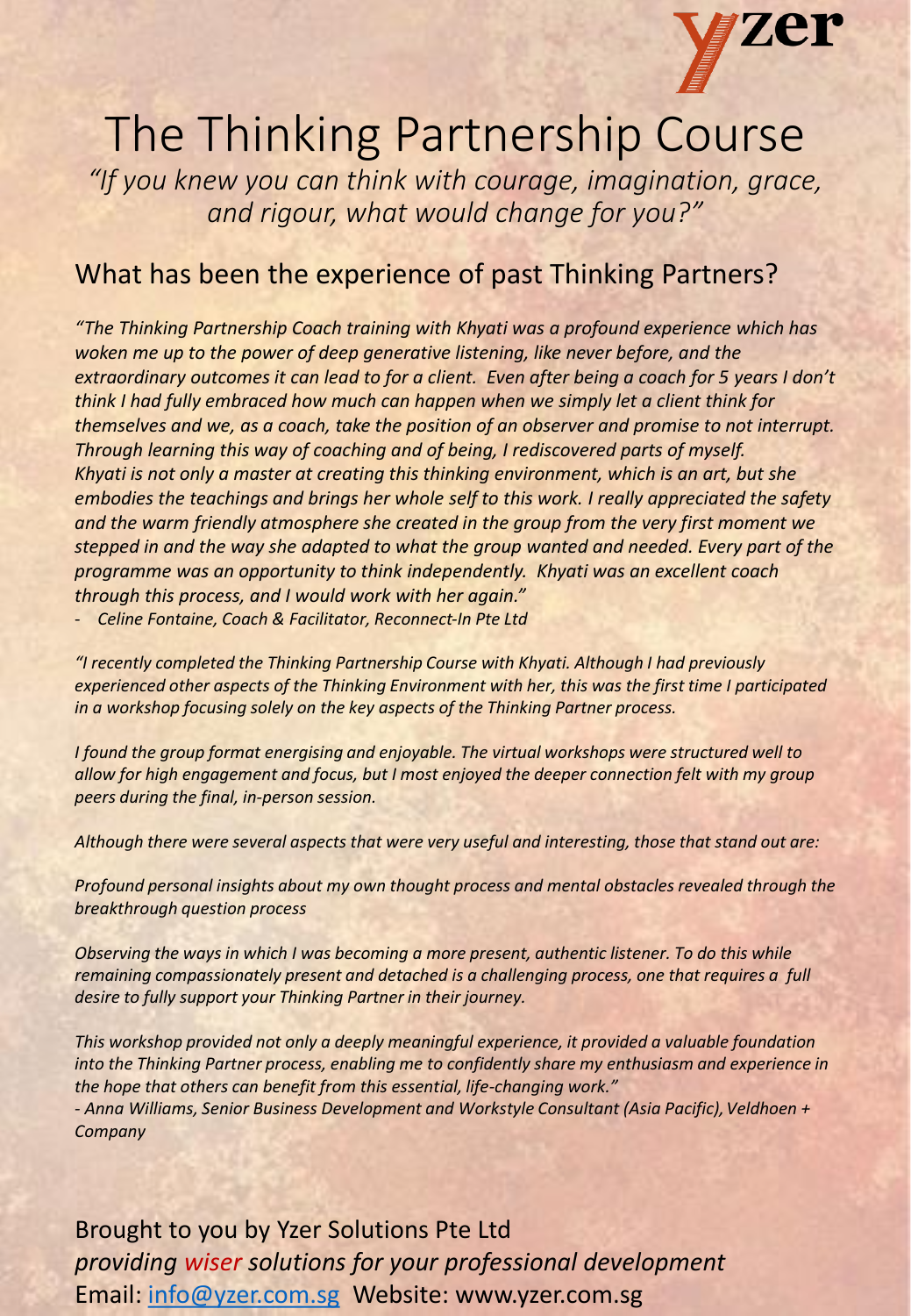# The Thinking Partnership Course

*"If you knew you can think with courage, imagination, grace, and rigour, what would change for you?"*

## What has been the experience of past Thinking Partners?

*"The Thinking Partnership Coach training with Khyati was a profound experience which has woken me up to the power of deep generative listening, like never before, and the extraordinary outcomes it can lead to for a client. Even after being a coach for 5 years I don't think I had fully embraced how much can happen when we simply let a client think for themselves and we, as a coach, take the position of an observer and promise to not interrupt. Through learning this way of coaching and of being, I rediscovered parts of myself. Khyati is not only a master at creating this thinking environment, which is an art, but she embodies the teachings and brings her whole self to this work. I really appreciated the safety and the warm friendly atmosphere she created in the group from the very first moment we stepped in and the way she adapted to what the group wanted and needed. Every part of the programme was an opportunity to think independently. Khyati was an excellent coach through this process, and I would work with her again."*

- *Celine Fontaine, Coach & Facilitator, Reconnect-In Pte Ltd*

*"I recently completed the Thinking Partnership Course with Khyati. Although I had previously experienced other aspects of the Thinking Environment with her, this was the first time I participated in a workshop focusing solely on the key aspects of the Thinking Partner process.*

*I found the group format energising and enjoyable. The virtual workshops were structured well to allow for high engagement and focus, but I most enjoyed the deeper connection felt with my group peers during the final, in-person session.*

*Although there were several aspects that were very useful and interesting, those that stand out are:*

*Profound personal insights about my own thought process and mental obstacles revealed through the breakthrough question process*

*Observing the ways in which I was becoming a more present, authentic listener. To do this while remaining compassionately present and detached is a challenging process, one that requires a full desire to fully support your Thinking Partner in their journey.*

*This workshop provided not only a deeply meaningful experience, it provided a valuable foundation into the Thinking Partner process, enabling me to confidently share my enthusiasm and experience in the hope that others can benefit from this essential, life-changing work."*

*- Anna Williams, Senior Business Development and Workstyle Consultant (Asia Pacific), Veldhoen + Company*

Brought to you by Yzer Solutions Pte Ltd

*providing wiser solutions for your professional development*

Email: info@yzer.com.sg Website: www.yzer.com.sg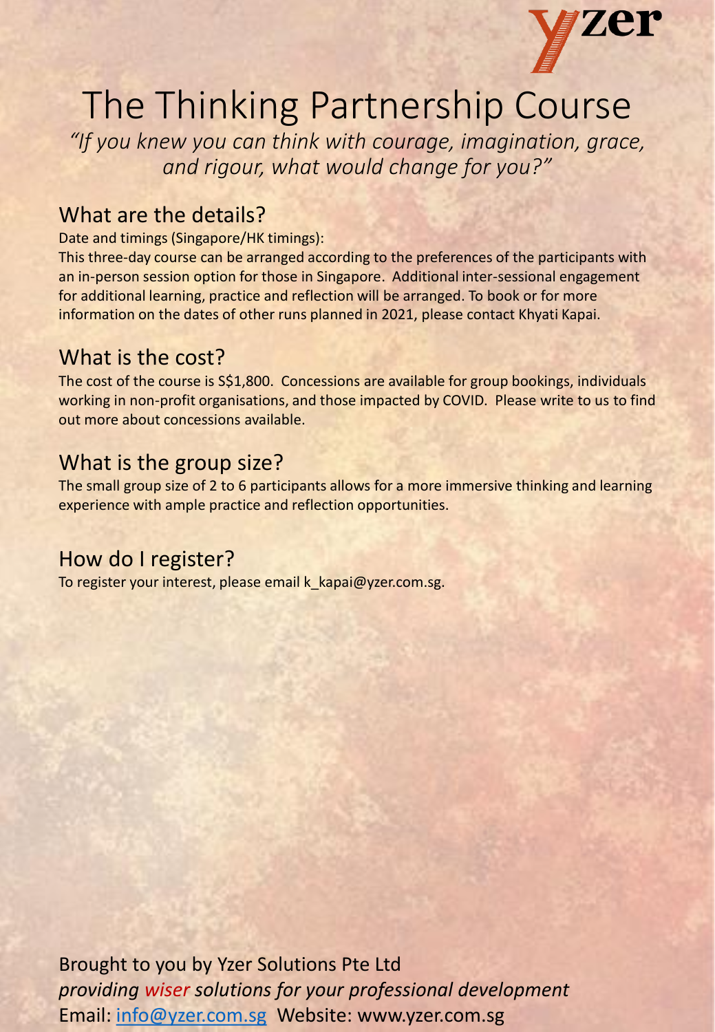yzer

# The Thinking Partnership Course

*"If you knew you can think with courage, imagination, grace, and rigour, what would change for you?"*

## What are the details?

Date and timings (Singapore/HK timings):

This three-day course can be arranged according to the preferences of the participants with an in-person session option for those in Singapore. Additional inter-sessional engagement for additional learning, practice and reflection will be arranged. To book or for more information on the dates of other runs planned in 2021, please contact Khyati Kapai.

## What is the cost?

The cost of the course is S$1,800. Concessions are available for group bookings, individuals working in non-profit organisations, and those impacted by COVID. Please write to us to find out more about concessions available.

## What is the group size?

The small group size of 2 to 6 participants allows for a more immersive thinking and learning experience with ample practice and reflection opportunities.

## How do I register?

To register your interest, please email k_kapai@yzer.com.sg.

Brought to you by Yzer Solutions Pte Ltd

*providing wiser solutions for your professional development*

Email: info@yzer.com.sg Website: www.yzer.com.sg